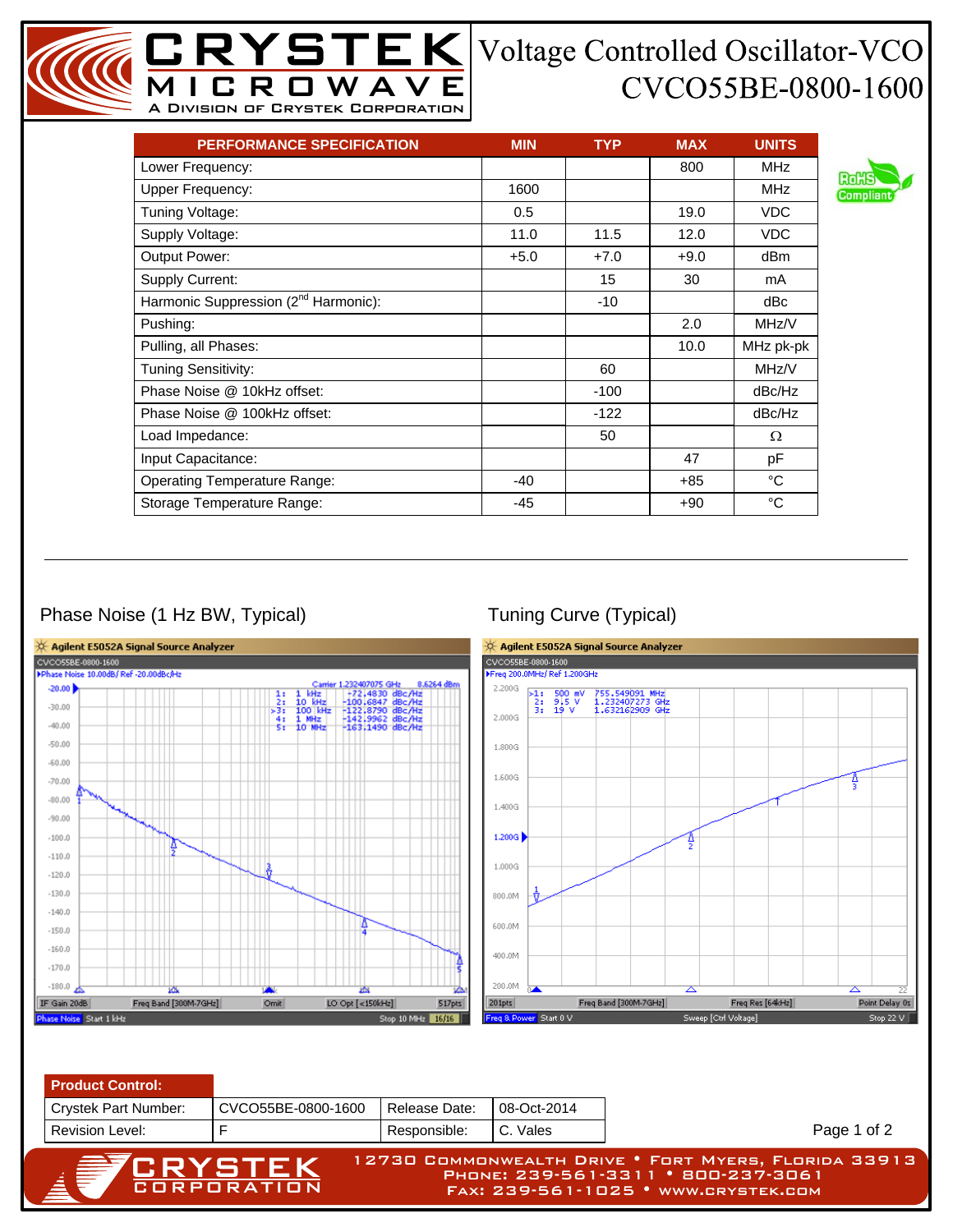# Voltage Controlled Oscillator-VCO
# CVCO55BE-0800-1600

CRYSTEK MICROWAVE — A Division of Crystek Corporation

RoHS Compliant

| PERFORMANCE SPECIFICATION | MIN | TYP | MAX | UNITS |
|---|---|---|---|---|
| Lower Frequency: | | | 800 | MHz |
| Upper Frequency: | 1600 | | | MHz |
| Tuning Voltage: | 0.5 | | 19.0 | VDC |
| Supply Voltage: | 11.0 | 11.5 | 12.0 | VDC |
| Output Power: | +5.0 | +7.0 | +9.0 | dBm |
| Supply Current: | | 15 | 30 | mA |
| Harmonic Suppression (2nd Harmonic): | | -10 | | dBc |
| Pushing: | | | 2.0 | MHz/V |
| Pulling, all Phases: | | | 10.0 | MHz pk-pk |
| Tuning Sensitivity: | | 60 | | MHz/V |
| Phase Noise @ 10kHz offset: | | -100 | | dBc/Hz |
| Phase Noise @ 100kHz offset: | | -122 | | dBc/Hz |
| Load Impedance: | | 50 | | Ω |
| Input Capacitance: | | | 47 | pF |
| Operating Temperature Range: | -40 | | +85 | °C |
| Storage Temperature Range: | -45 | | +90 | °C |

---

## Phase Noise (1 Hz BW, Typical)

Agilent E5052A Signal Source Analyzer — CVCO55BE-0800-1600

Carrier 1.232407075 GHz, 8.6264 dBm

| Marker | Offset | Phase Noise |
|---|---|---|
| 1 | 1 kHz | -72.4830 dBc/Hz |
| 2 | 10 kHz | -100.6847 dBc/Hz |
| 3 | 100 kHz | -122.8790 dBc/Hz |
| 4 | 1 MHz | -142.9962 dBc/Hz |
| 5 | 10 MHz | -163.1490 dBc/Hz |

## Tuning Curve (Typical)

Agilent E5052A Signal Source Analyzer — CVCO55BE-0800-1600

| Marker | Voltage | Frequency |
|---|---|---|
| 1 | 500 mV | 755.549091 MHz |
| 2 | 9.5 V | 1.232407273 GHz |
| 3 | 19 V | 1.632162909 GHz |

| Product Control: | | | |
|---|---|---|---|
| Crystek Part Number: | CVCO55BE-0800-1600 | Release Date: | 08-Oct-2014 |
| Revision Level: | F | Responsible: | C. Vales |

CRYSTEK CORPORATION — 12730 Commonwealth Drive • Fort Myers, Florida 33913 — Phone: 239-561-3311 • 800-237-3061 — Fax: 239-561-1025 • www.crystek.com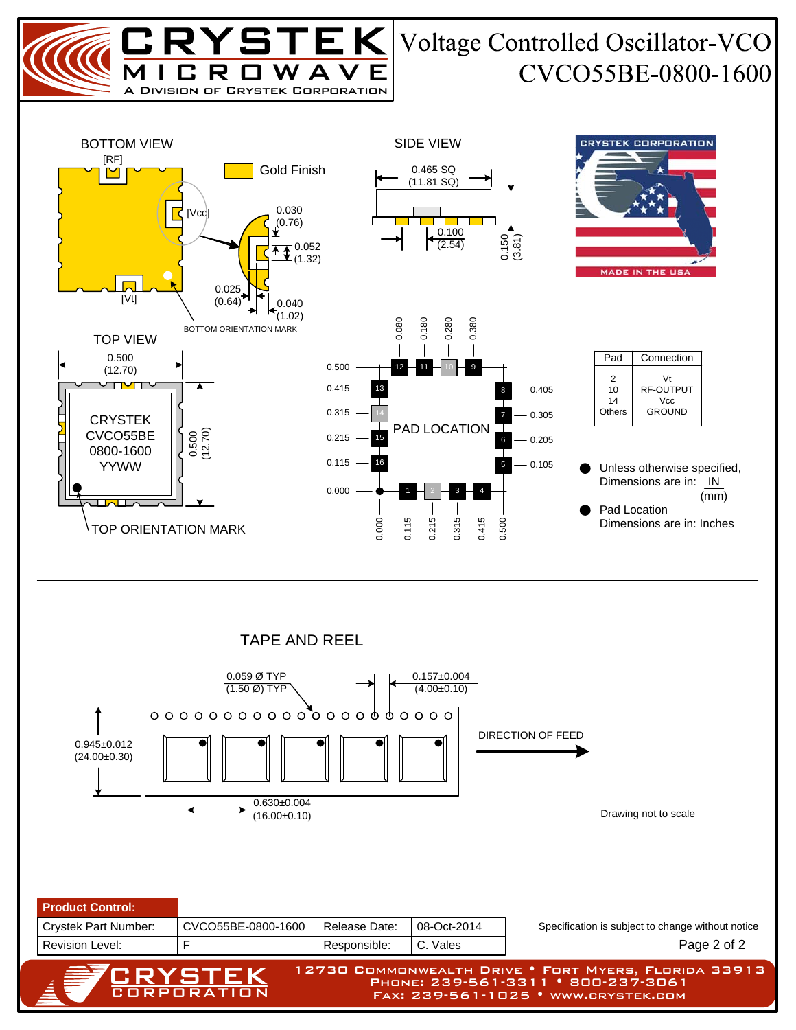# Voltage Controlled Oscillator-VCO
## CVCO55BE-0800-1600

CRYSTEK MICROWAVE
A DIVISION OF CRYSTEK CORPORATION

BOTTOM VIEW

[RF]

[Vcc]

[Vt]

Gold Finish

0.030 (0.76)

0.052 (1.32)

0.025 (0.64)

0.040 (1.02)

BOTTOM ORIENTATION MARK

SIDE VIEW

0.465 SQ (11.81 SQ)

0.100 (2.54)

0.150 (3.81)

CRYSTEK CORPORATION
MADE IN THE USA

TOP VIEW

0.500 (12.70)

0.500 (12.70)

CRYSTEK
CVCO55BE
0800-1600
YYWW

TOP ORIENTATION MARK

PAD LOCATION

0.080 0.180 0.280 0.380

0.500 0.415 0.315 0.215 0.115 0.000

0.405 0.305 0.205 0.105

0.000 0.115 0.215 0.315 0.415 0.500

| Pad | Connection |
|---|---|
| 2 | Vt |
| 10 | RF-OUTPUT |
| 14 | Vcc |
| Others | GROUND |

- Unless otherwise specified, Dimensions are in: IN (mm)
- Pad Location Dimensions are in: Inches

## TAPE AND REEL

0.059 Ø TYP (1.50 Ø) TYP

0.157±0.004 (4.00±0.10)

0.945±0.012 (24.00±0.30)

0.630±0.004 (16.00±0.10)

DIRECTION OF FEED

Drawing not to scale

| Product Control: | | | |
|---|---|---|---|
| Crystek Part Number: | CVCO55BE-0800-1600 | Release Date: | 08-Oct-2014 |
| Revision Level: | F | Responsible: | C. Vales |

Specification is subject to change without notice

CRYSTEK CORPORATION
12730 Commonwealth Drive • Fort Myers, Florida 33913
Phone: 239-561-3311 • 800-237-3061
Fax: 239-561-1025 • www.crystek.com